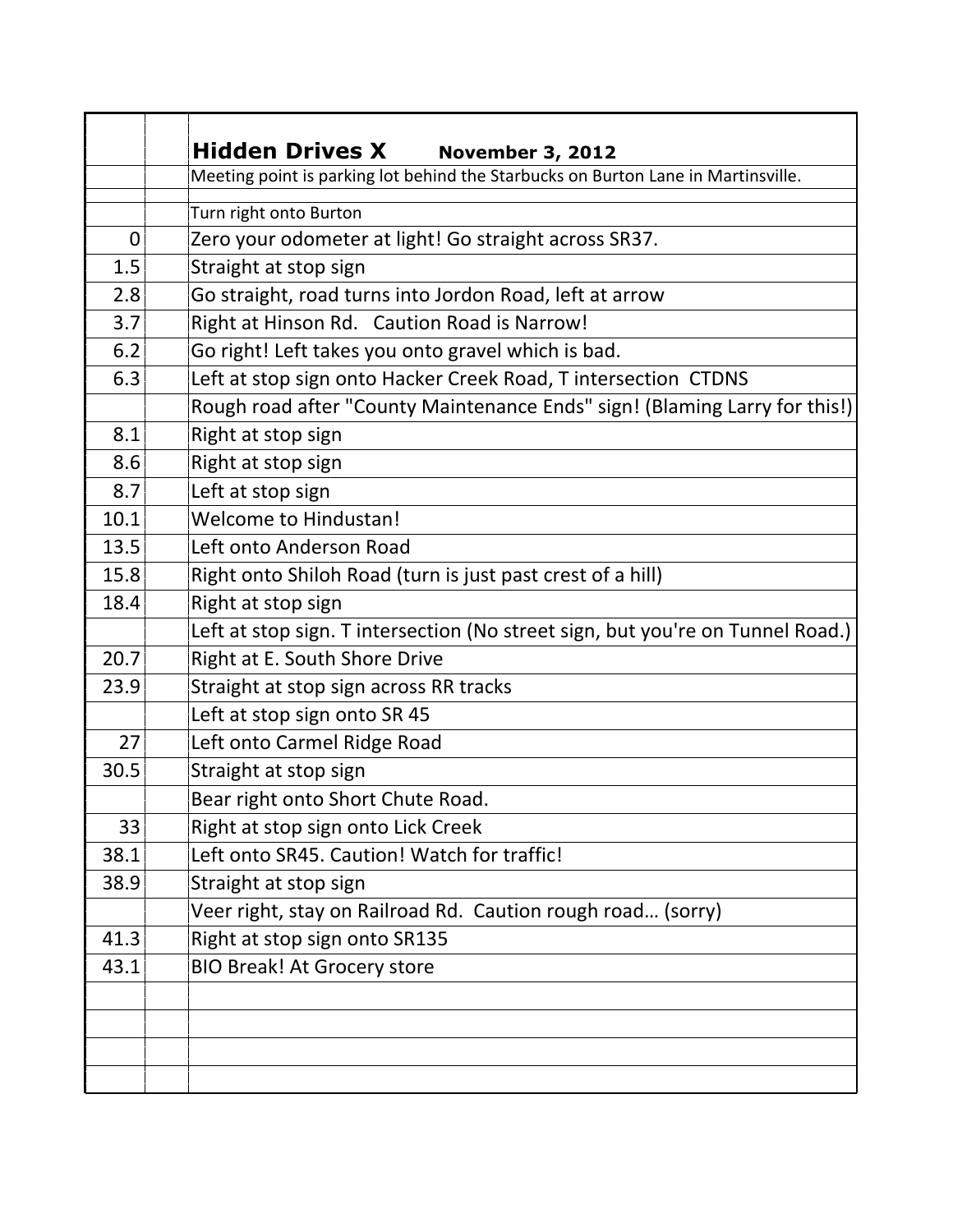| | | **Hidden Drives X** **November 3, 2012** |
|---|---|---|
| | | Meeting point is parking lot behind the Starbucks on Burton Lane in Martinsville. |
| | | Turn right onto Burton |
| 0 | | Zero your odometer at light! Go straight across SR37. |
| 1.5 | | Straight at stop sign |
| 2.8 | | Go straight, road turns into Jordon Road, left at arrow |
| 3.7 | | Right at Hinson Rd. Caution Road is Narrow! |
| 6.2 | | Go right! Left takes you onto gravel which is bad. |
| 6.3 | | Left at stop sign onto Hacker Creek Road, T intersection CTDNS |
| | | Rough road after "County Maintenance Ends" sign! (Blaming Larry for this!) |
| 8.1 | | Right at stop sign |
| 8.6 | | Right at stop sign |
| 8.7 | | Left at stop sign |
| 10.1 | | Welcome to Hindustan! |
| 13.5 | | Left onto Anderson Road |
| 15.8 | | Right onto Shiloh Road (turn is just past crest of a hill) |
| 18.4 | | Right at stop sign |
| | | Left at stop sign. T intersection (No street sign, but you're on Tunnel Road.) |
| 20.7 | | Right at E. South Shore Drive |
| 23.9 | | Straight at stop sign across RR tracks |
| | | Left at stop sign onto SR 45 |
| 27 | | Left onto Carmel Ridge Road |
| 30.5 | | Straight at stop sign |
| | | Bear right onto Short Chute Road. |
| 33 | | Right at stop sign onto Lick Creek |
| 38.1 | | Left onto SR45. Caution! Watch for traffic! |
| 38.9 | | Straight at stop sign |
| | | Veer right, stay on Railroad Rd. Caution rough road… (sorry) |
| 41.3 | | Right at stop sign onto SR135 |
| 43.1 | | BIO Break! At Grocery store |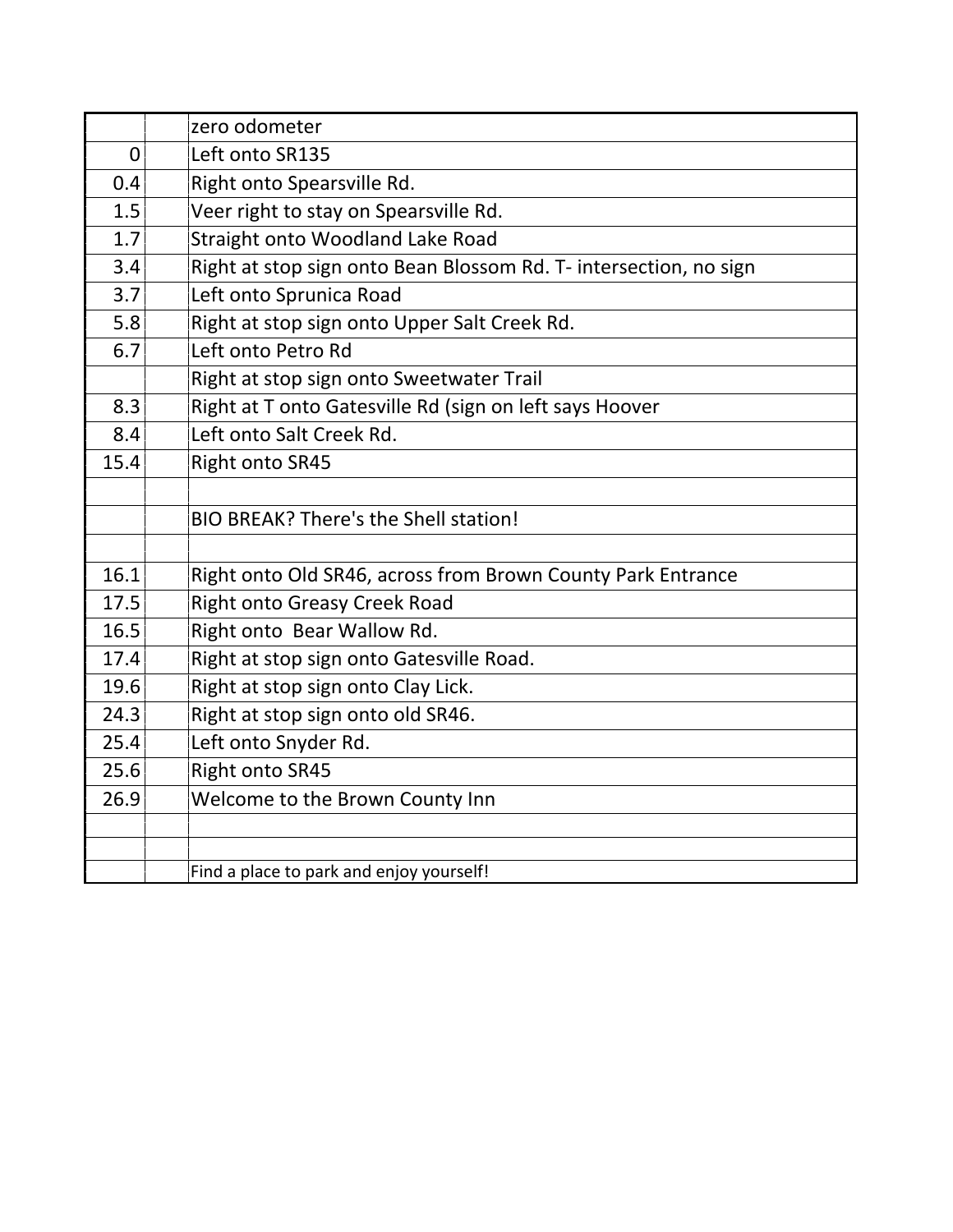| | | |
|---|---|---|
| | | zero odometer |
| 0 | | Left onto SR135 |
| 0.4 | | Right onto Spearsville Rd. |
| 1.5 | | Veer right to stay on Spearsville Rd. |
| 1.7 | | Straight onto Woodland Lake Road |
| 3.4 | | Right at stop sign onto Bean Blossom Rd. T- intersection, no sign |
| 3.7 | | Left onto Sprunica Road |
| 5.8 | | Right at stop sign onto Upper Salt Creek Rd. |
| 6.7 | | Left onto Petro Rd |
| | | Right at stop sign onto Sweetwater Trail |
| 8.3 | | Right at T onto Gatesville Rd (sign on left says Hoover |
| 8.4 | | Left onto Salt Creek Rd. |
| 15.4 | | Right onto SR45 |
| | | |
| | | BIO BREAK? There's the Shell station! |
| | | |
| 16.1 | | Right onto Old SR46, across from Brown County Park Entrance |
| 17.5 | | Right onto Greasy Creek Road |
| 16.5 | | Right onto Bear Wallow Rd. |
| 17.4 | | Right at stop sign onto Gatesville Road. |
| 19.6 | | Right at stop sign onto Clay Lick. |
| 24.3 | | Right at stop sign onto old SR46. |
| 25.4 | | Left onto Snyder Rd. |
| 25.6 | | Right onto SR45 |
| 26.9 | | Welcome to the Brown County Inn |
| | | |
| | | |
| | | Find a place to park and enjoy yourself! |